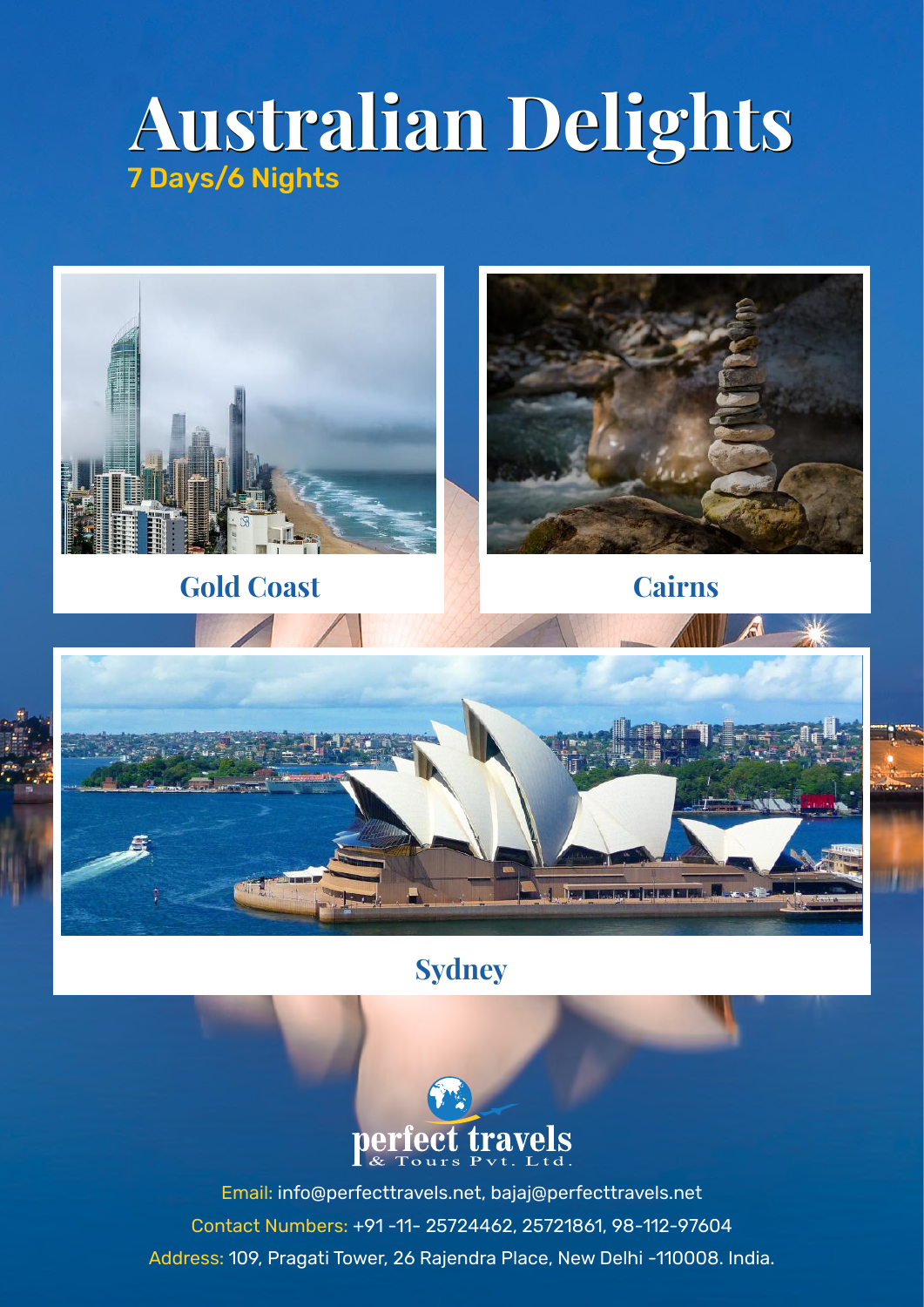# Australian Delights

7 Days/6 Nights

Gold Coast

Cairns

Sydney

perfect travels
& Tours Pvt. Ltd.

Email: info@perfecttravels.net, bajaj@perfecttravels.net

Contact Numbers: +91 -11- 25724462, 25721861, 98-112-97604

Address: 109, Pragati Tower, 26 Rajendra Place, New Delhi -110008. India.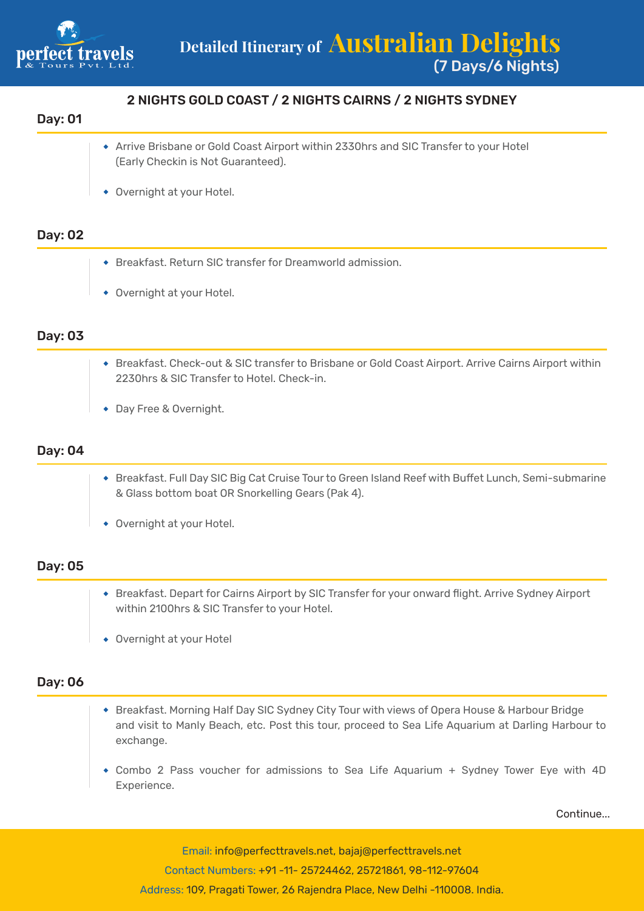# Detailed Itinerary of Australian Delights
## (7 Days/6 Nights)

### 2 NIGHTS GOLD COAST / 2 NIGHTS CAIRNS / 2 NIGHTS SYDNEY

### Day: 01

- Arrive Brisbane or Gold Coast Airport within 2330hrs and SIC Transfer to your Hotel (Early Checkin is Not Guaranteed).
- Overnight at your Hotel.

### Day: 02

- Breakfast. Return SIC transfer for Dreamworld admission.
- Overnight at your Hotel.

### Day: 03

- Breakfast. Check-out & SIC transfer to Brisbane or Gold Coast Airport. Arrive Cairns Airport within 2230hrs & SIC Transfer to Hotel. Check-in.
- Day Free & Overnight.

### Day: 04

- Breakfast. Full Day SIC Big Cat Cruise Tour to Green Island Reef with Buffet Lunch, Semi-submarine & Glass bottom boat OR Snorkelling Gears (Pak 4).
- Overnight at your Hotel.

### Day: 05

- Breakfast. Depart for Cairns Airport by SIC Transfer for your onward flight. Arrive Sydney Airport within 2100hrs & SIC Transfer to your Hotel.
- Overnight at your Hotel

### Day: 06

- Breakfast. Morning Half Day SIC Sydney City Tour with views of Opera House & Harbour Bridge and visit to Manly Beach, etc. Post this tour, proceed to Sea Life Aquarium at Darling Harbour to exchange.
- Combo 2 Pass voucher for admissions to Sea Life Aquarium + Sydney Tower Eye with 4D Experience.

Continue...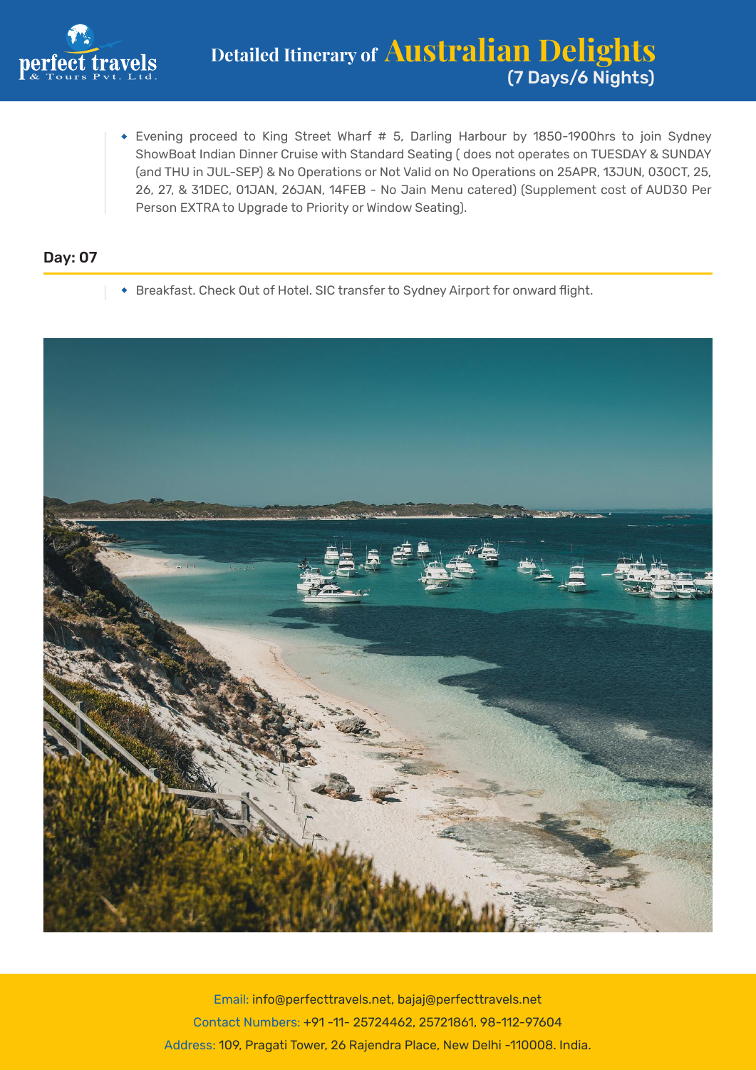- Evening proceed to King Street Wharf # 5, Darling Harbour by 1850-1900hrs to join Sydney ShowBoat Indian Dinner Cruise with Standard Seating ( does not operates on TUESDAY & SUNDAY (and THU in JUL-SEP) & No Operations or Not Valid on No Operations on 25APR, 13JUN, 03OCT, 25, 26, 27, & 31DEC, 01JAN, 26JAN, 14FEB - No Jain Menu catered) (Supplement cost of AUD30 Per Person EXTRA to Upgrade to Priority or Window Seating).

## Day: 07

- Breakfast. Check Out of Hotel. SIC transfer to Sydney Airport for onward flight.

Email: info@perfecttravels.net, bajaj@perfecttravels.net

Contact Numbers: +91 -11- 25724462, 25721861, 98-112-97604

Address: 109, Pragati Tower, 26 Rajendra Place, New Delhi -110008. India.